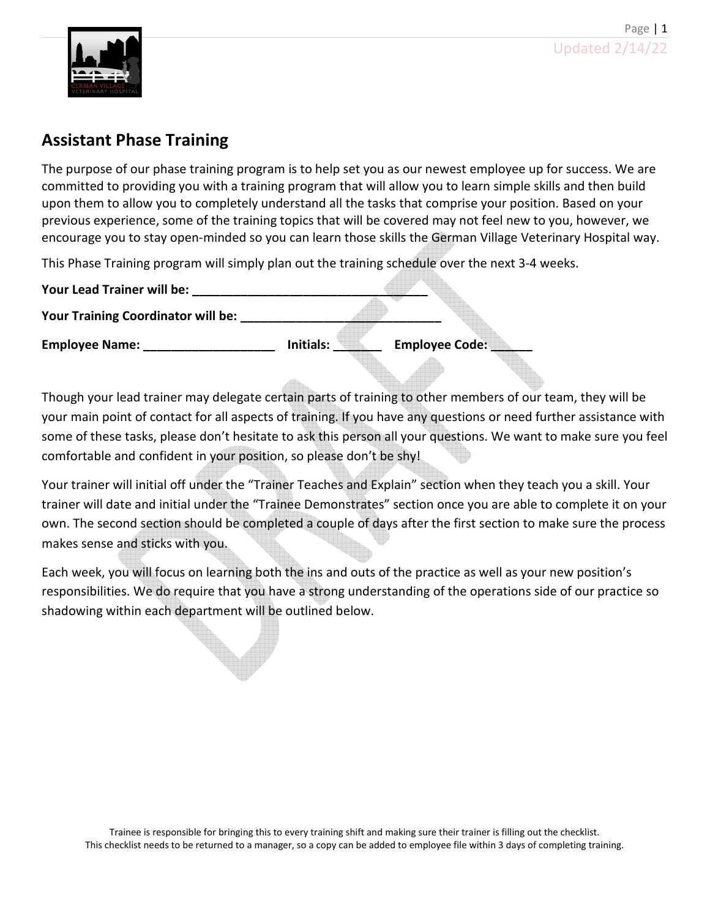## Assistant Phase Training

The purpose of our phase training program is to help set you as our newest employee up for success. We are committed to providing you with a training program that will allow you to learn simple skills and then build upon them to allow you to completely understand all the tasks that comprise your position. Based on your previous experience, some of the training topics that will be covered may not feel new to you, however, we encourage you to stay open-minded so you can learn those skills the German Village Veterinary Hospital way.

This Phase Training program will simply plan out the training schedule over the next 3-4 weeks.

**Your Lead Trainer will be: ___________________________________**

**Your Training Coordinator will be: _____________________________**

**Employee Name: ___________________ Initials: _______ Employee Code: ______**

Though your lead trainer may delegate certain parts of training to other members of our team, they will be your main point of contact for all aspects of training. If you have any questions or need further assistance with some of these tasks, please don't hesitate to ask this person all your questions. We want to make sure you feel comfortable and confident in your position, so please don't be shy!

Your trainer will initial off under the "Trainer Teaches and Explain" section when they teach you a skill. Your trainer will date and initial under the "Trainee Demonstrates" section once you are able to complete it on your own. The second section should be completed a couple of days after the first section to make sure the process makes sense and sticks with you.

Each week, you will focus on learning both the ins and outs of the practice as well as your new position's responsibilities. We do require that you have a strong understanding of the operations side of our practice so shadowing within each department will be outlined below.

Trainee is responsible for bringing this to every training shift and making sure their trainer is filling out the checklist.
This checklist needs to be returned to a manager, so a copy can be added to employee file within 3 days of completing training.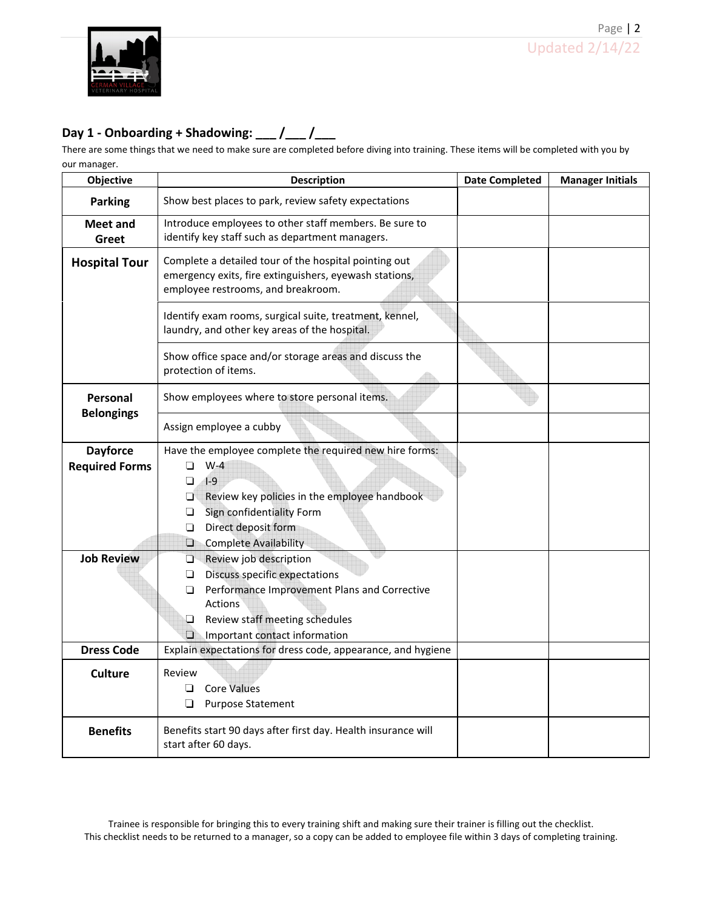## Day 1 - Onboarding + Shadowing: ___ /___ /___

There are some things that we need to make sure are completed before diving into training. These items will be completed with you by our manager.

| Objective | Description | Date Completed | Manager Initials |
|---|---|---|---|
| **Parking** | Show best places to park, review safety expectations | | |
| **Meet and Greet** | Introduce employees to other staff members. Be sure to identify key staff such as department managers. | | |
| **Hospital Tour** | Complete a detailed tour of the hospital pointing out emergency exits, fire extinguishers, eyewash stations, employee restrooms, and breakroom. | | |
| | Identify exam rooms, surgical suite, treatment, kennel, laundry, and other key areas of the hospital. | | |
| | Show office space and/or storage areas and discuss the protection of items. | | |
| **Personal Belongings** | Show employees where to store personal items. | | |
| | Assign employee a cubby | | |
| **Dayforce Required Forms** | Have the employee complete the required new hire forms:<br>❑ W-4<br>❑ I-9<br>❑ Review key policies in the employee handbook<br>❑ Sign confidentiality Form<br>❑ Direct deposit form<br>❑ Complete Availability | | |
| **Job Review** | ❑ Review job description<br>❑ Discuss specific expectations<br>❑ Performance Improvement Plans and Corrective Actions<br>❑ Review staff meeting schedules<br>❑ Important contact information | | |
| **Dress Code** | Explain expectations for dress code, appearance, and hygiene | | |
| **Culture** | Review<br>❑ Core Values<br>❑ Purpose Statement | | |
| **Benefits** | Benefits start 90 days after first day. Health insurance will start after 60 days. | | |

Trainee is responsible for bringing this to every training shift and making sure their trainer is filling out the checklist.
This checklist needs to be returned to a manager, so a copy can be added to employee file within 3 days of completing training.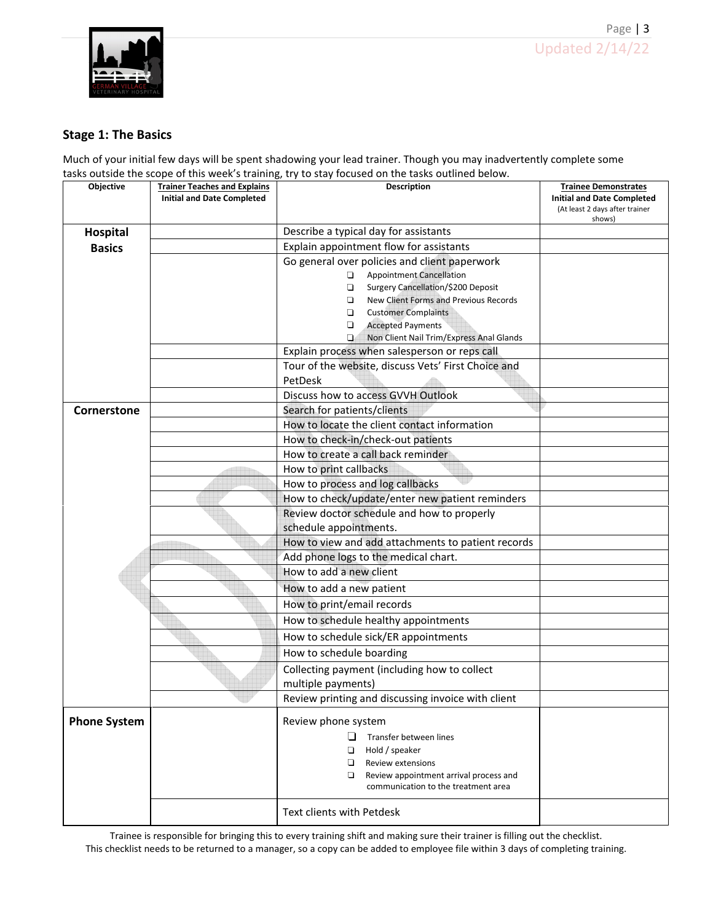## Stage 1: The Basics

Much of your initial few days will be spent shadowing your lead trainer. Though you may inadvertently complete some tasks outside the scope of this week's training, try to stay focused on the tasks outlined below.

| Objective | Trainer Teaches and Explains<br>Initial and Date Completed | Description | Trainee Demonstrates<br>Initial and Date Completed<br>(At least 2 days after trainer shows) |
|---|---|---|---|
| **Hospital Basics** | | Describe a typical day for assistants | |
| | | Explain appointment flow for assistants | |
| | | Go general over policies and client paperwork<br>❑ Appointment Cancellation<br>❑ Surgery Cancellation/$200 Deposit<br>❑ New Client Forms and Previous Records<br>❑ Customer Complaints<br>❑ Accepted Payments<br>❑ Non Client Nail Trim/Express Anal Glands | |
| | | Explain process when salesperson or reps call | |
| | | Tour of the website, discuss Vets' First Choice and PetDesk | |
| | | Discuss how to access GVVH Outlook | |
| **Cornerstone** | | Search for patients/clients | |
| | | How to locate the client contact information | |
| | | How to check-in/check-out patients | |
| | | How to create a call back reminder | |
| | | How to print callbacks | |
| | | How to process and log callbacks | |
| | | How to check/update/enter new patient reminders | |
| | | Review doctor schedule and how to properly schedule appointments. | |
| | | How to view and add attachments to patient records | |
| | | Add phone logs to the medical chart. | |
| | | How to add a new client | |
| | | How to add a new patient | |
| | | How to print/email records | |
| | | How to schedule healthy appointments | |
| | | How to schedule sick/ER appointments | |
| | | How to schedule boarding | |
| | | Collecting payment (including how to collect multiple payments) | |
| | | Review printing and discussing invoice with client | |
| **Phone System** | | Review phone system<br>❑ Transfer between lines<br>❑ Hold / speaker<br>❑ Review extensions<br>❑ Review appointment arrival process and communication to the treatment area | |
| | | Text clients with Petdesk | |

Trainee is responsible for bringing this to every training shift and making sure their trainer is filling out the checklist.
This checklist needs to be returned to a manager, so a copy can be added to employee file within 3 days of completing training.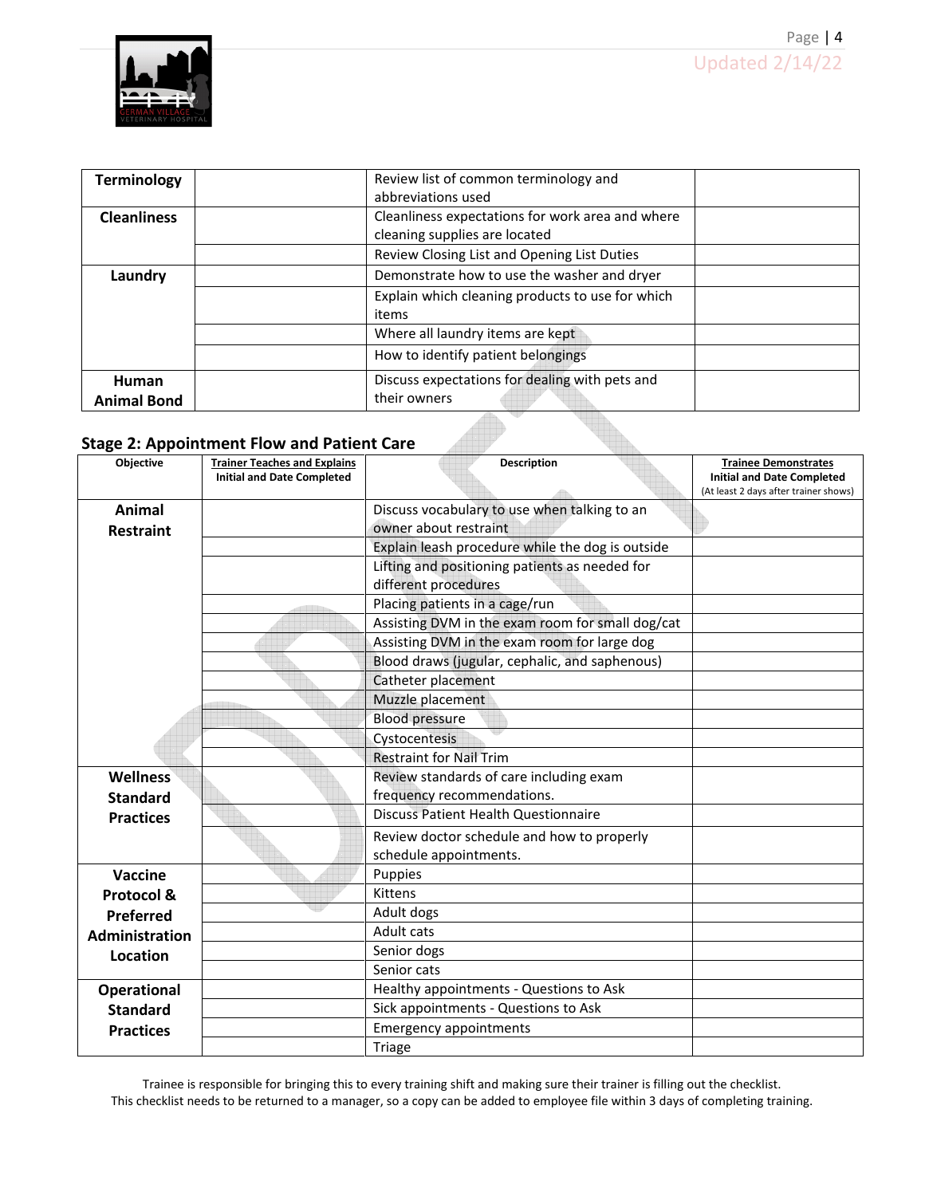| Terminology | | Review list of common terminology and abbreviations used | |
|---|---|---|---|
| Cleanliness | | Cleanliness expectations for work area and where cleaning supplies are located | |
| | | Review Closing List and Opening List Duties | |
| Laundry | | Demonstrate how to use the washer and dryer | |
| | | Explain which cleaning products to use for which items | |
| | | Where all laundry items are kept | |
| | | How to identify patient belongings | |
| Human Animal Bond | | Discuss expectations for dealing with pets and their owners | |

## Stage 2: Appointment Flow and Patient Care

| Objective | Trainer Teaches and Explains Initial and Date Completed | Description | Trainee Demonstrates Initial and Date Completed (At least 2 days after trainer shows) |
|---|---|---|---|
| Animal Restraint | | Discuss vocabulary to use when talking to an owner about restraint | |
| | | Explain leash procedure while the dog is outside | |
| | | Lifting and positioning patients as needed for different procedures | |
| | | Placing patients in a cage/run | |
| | | Assisting DVM in the exam room for small dog/cat | |
| | | Assisting DVM in the exam room for large dog | |
| | | Blood draws (jugular, cephalic, and saphenous) | |
| | | Catheter placement | |
| | | Muzzle placement | |
| | | Blood pressure | |
| | | Cystocentesis | |
| | | Restraint for Nail Trim | |
| Wellness Standard Practices | | Review standards of care including exam frequency recommendations. | |
| | | Discuss Patient Health Questionnaire | |
| | | Review doctor schedule and how to properly schedule appointments. | |
| Vaccine Protocol & Preferred Administration Location | | Puppies | |
| | | Kittens | |
| | | Adult dogs | |
| | | Adult cats | |
| | | Senior dogs | |
| | | Senior cats | |
| Operational Standard Practices | | Healthy appointments - Questions to Ask | |
| | | Sick appointments - Questions to Ask | |
| | | Emergency appointments | |
| | | Triage | |

Trainee is responsible for bringing this to every training shift and making sure their trainer is filling out the checklist.
This checklist needs to be returned to a manager, so a copy can be added to employee file within 3 days of completing training.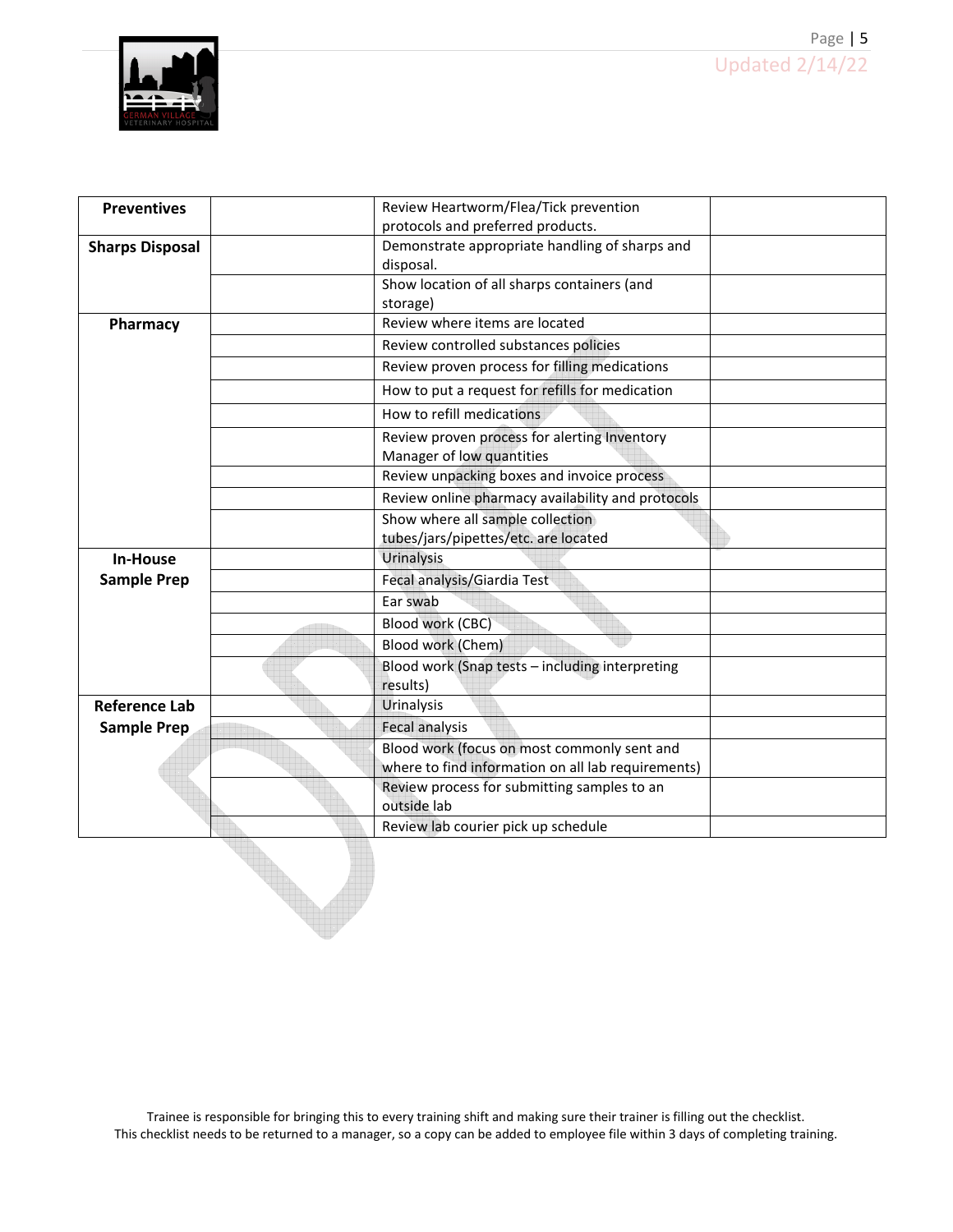| | | | |
|---|---|---|---|
| **Preventives** | | Review Heartworm/Flea/Tick prevention protocols and preferred products. | |
| **Sharps Disposal** | | Demonstrate appropriate handling of sharps and disposal. | |
| | | Show location of all sharps containers (and storage) | |
| **Pharmacy** | | Review where items are located | |
| | | Review controlled substances policies | |
| | | Review proven process for filling medications | |
| | | How to put a request for refills for medication | |
| | | How to refill medications | |
| | | Review proven process for alerting Inventory Manager of low quantities | |
| | | Review unpacking boxes and invoice process | |
| | | Review online pharmacy availability and protocols | |
| | | Show where all sample collection tubes/jars/pipettes/etc. are located | |
| **In-House Sample Prep** | | Urinalysis | |
| | | Fecal analysis/Giardia Test | |
| | | Ear swab | |
| | | Blood work (CBC) | |
| | | Blood work (Chem) | |
| | | Blood work (Snap tests – including interpreting results) | |
| **Reference Lab Sample Prep** | | Urinalysis | |
| | | Fecal analysis | |
| | | Blood work (focus on most commonly sent and where to find information on all lab requirements) | |
| | | Review process for submitting samples to an outside lab | |
| | | Review lab courier pick up schedule | |

Trainee is responsible for bringing this to every training shift and making sure their trainer is filling out the checklist.
This checklist needs to be returned to a manager, so a copy can be added to employee file within 3 days of completing training.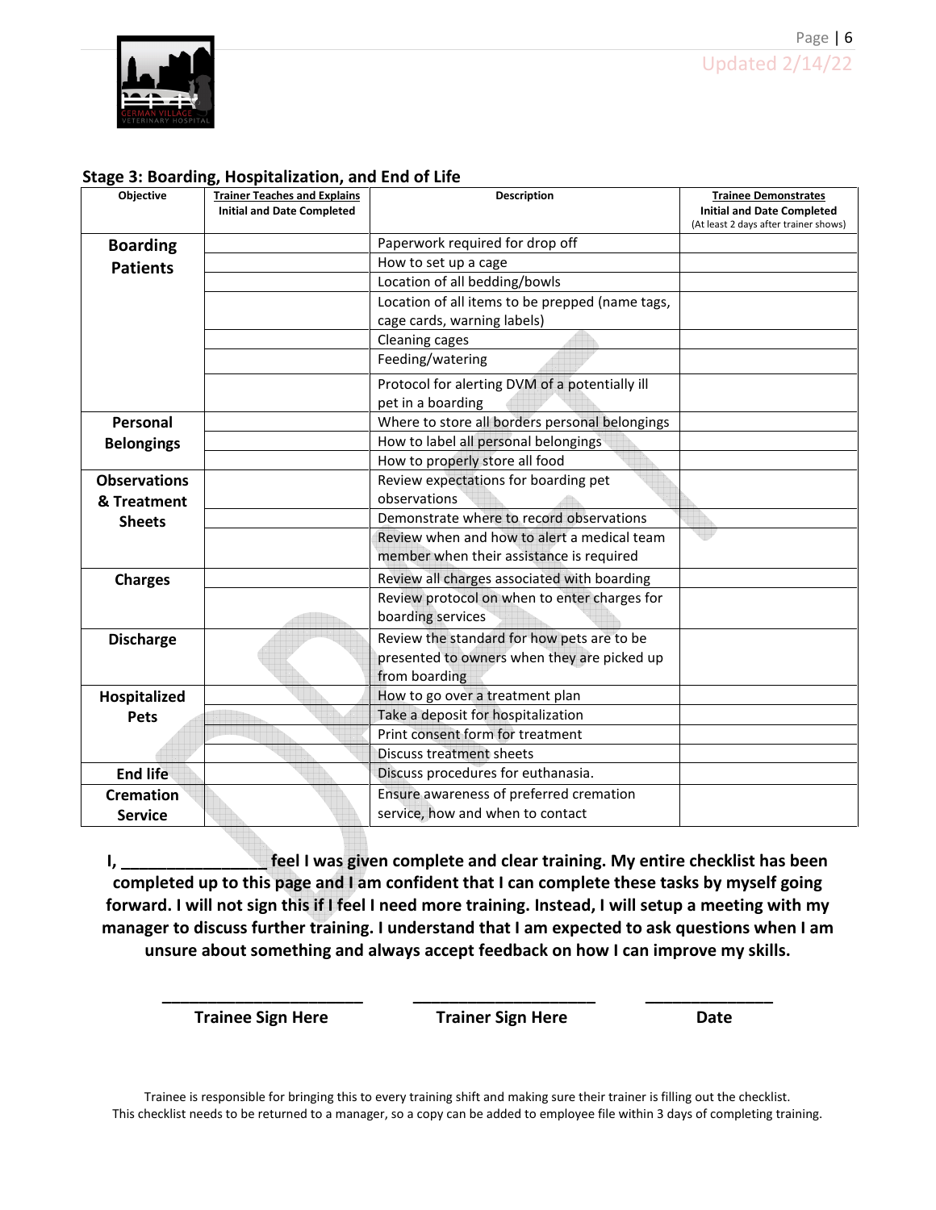## Stage 3: Boarding, Hospitalization, and End of Life

| Objective | Trainer Teaches and Explains Initial and Date Completed | Description | Trainee Demonstrates Initial and Date Completed (At least 2 days after trainer shows) |
|---|---|---|---|
| **Boarding Patients** | | Paperwork required for drop off | |
| | | How to set up a cage | |
| | | Location of all bedding/bowls | |
| | | Location of all items to be prepped (name tags, cage cards, warning labels) | |
| | | Cleaning cages | |
| | | Feeding/watering | |
| | | Protocol for alerting DVM of a potentially ill pet in a boarding | |
| **Personal Belongings** | | Where to store all borders personal belongings | |
| | | How to label all personal belongings | |
| | | How to properly store all food | |
| **Observations & Treatment Sheets** | | Review expectations for boarding pet observations | |
| | | Demonstrate where to record observations | |
| | | Review when and how to alert a medical team member when their assistance is required | |
| **Charges** | | Review all charges associated with boarding | |
| | | Review protocol on when to enter charges for boarding services | |
| **Discharge** | | Review the standard for how pets are to be presented to owners when they are picked up from boarding | |
| **Hospitalized Pets** | | How to go over a treatment plan | |
| | | Take a deposit for hospitalization | |
| | | Print consent form for treatment | |
| | | Discuss treatment sheets | |
| **End life** | | Discuss procedures for euthanasia. | |
| **Cremation Service** | | Ensure awareness of preferred cremation service, how and when to contact | |

**I, _______________ feel I was given complete and clear training. My entire checklist has been completed up to this page and I am confident that I can complete these tasks by myself going forward. I will not sign this if I feel I need more training. Instead, I will setup a meeting with my manager to discuss further training. I understand that I am expected to ask questions when I am unsure about something and always accept feedback on how I can improve my skills.**

| ______________________ | ____________________ | ______________ |
|---|---|---|
| **Trainee Sign Here** | **Trainer Sign Here** | **Date** |

Trainee is responsible for bringing this to every training shift and making sure their trainer is filling out the checklist.
This checklist needs to be returned to a manager, so a copy can be added to employee file within 3 days of completing training.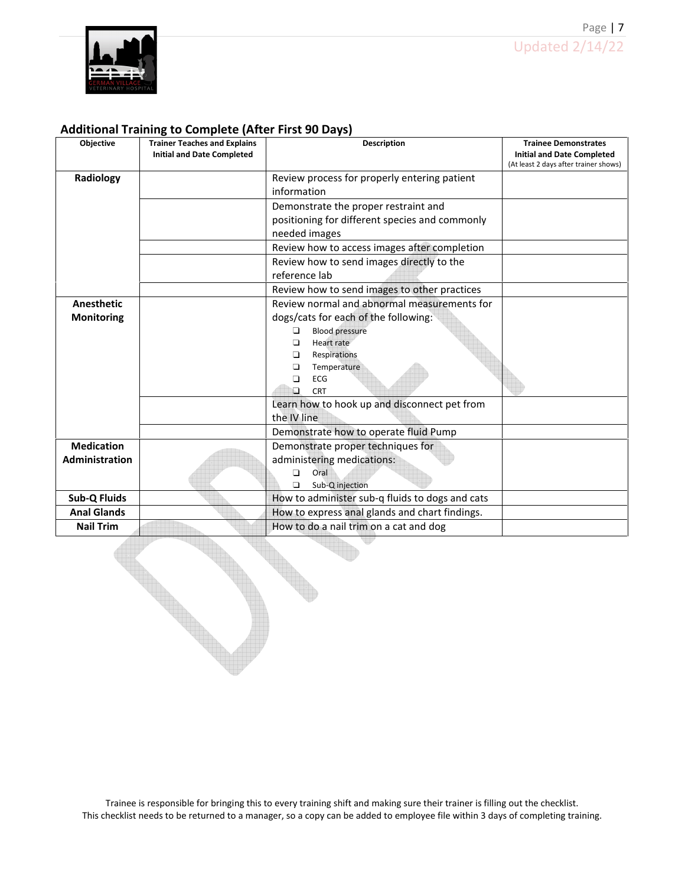## Additional Training to Complete (After First 90 Days)

| Objective | Trainer Teaches and Explains<br>Initial and Date Completed | Description | Trainee Demonstrates<br>Initial and Date Completed<br>(At least 2 days after trainer shows) |
|---|---|---|---|
| **Radiology** | | Review process for properly entering patient information | |
| | | Demonstrate the proper restraint and positioning for different species and commonly needed images | |
| | | Review how to access images after completion | |
| | | Review how to send images directly to the reference lab | |
| | | Review how to send images to other practices | |
| **Anesthetic Monitoring** | | Review normal and abnormal measurements for dogs/cats for each of the following:<br>❑ Blood pressure<br>❑ Heart rate<br>❑ Respirations<br>❑ Temperature<br>❑ ECG<br>❑ CRT | |
| | | Learn how to hook up and disconnect pet from the IV line | |
| | | Demonstrate how to operate fluid Pump | |
| **Medication Administration** | | Demonstrate proper techniques for administering medications:<br>❑ Oral<br>❑ Sub-Q injection | |
| **Sub-Q Fluids** | | How to administer sub-q fluids to dogs and cats | |
| **Anal Glands** | | How to express anal glands and chart findings. | |
| **Nail Trim** | | How to do a nail trim on a cat and dog | |

Trainee is responsible for bringing this to every training shift and making sure their trainer is filling out the checklist.
This checklist needs to be returned to a manager, so a copy can be added to employee file within 3 days of completing training.